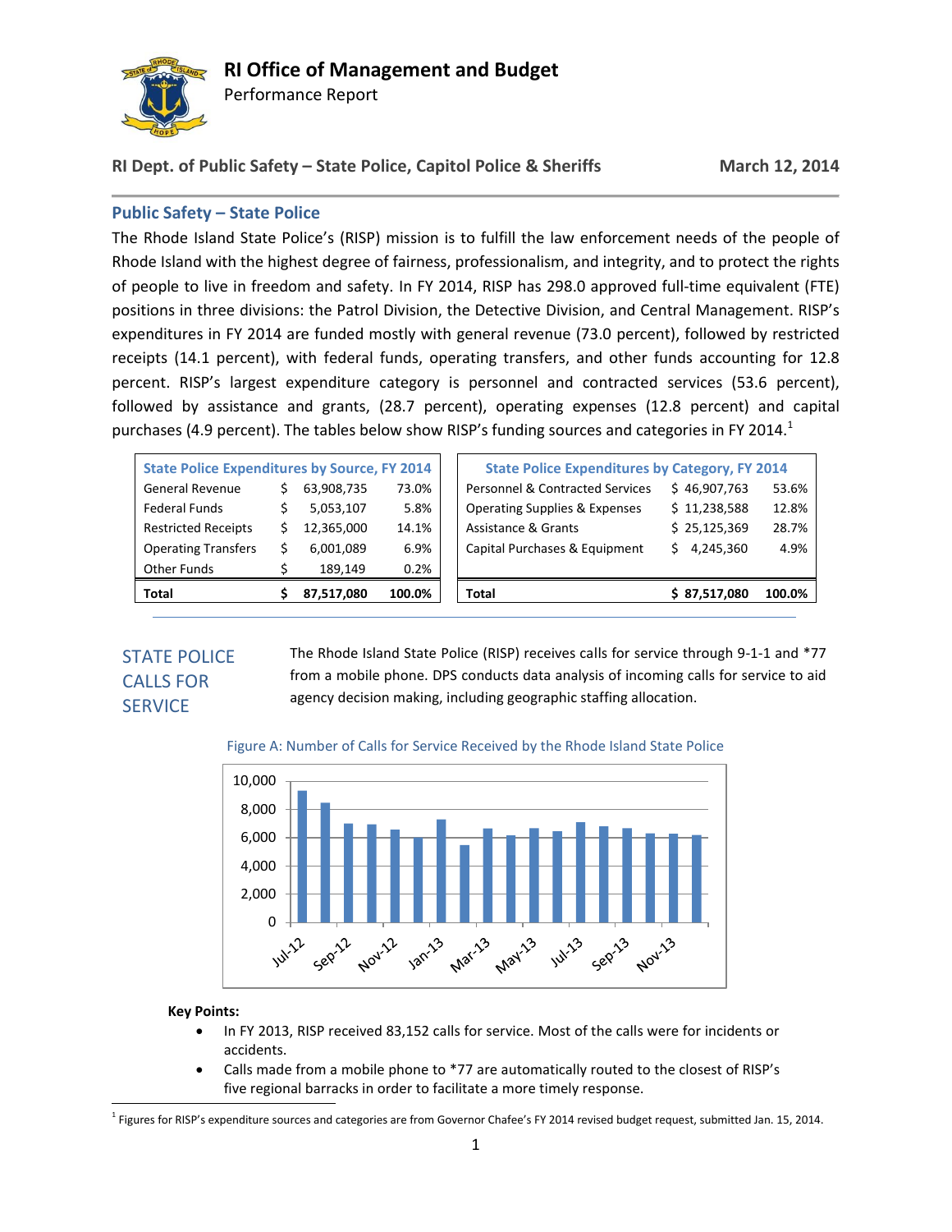# RI Office of Management and Budget

Performance Report

**RI Dept. of Public Safety – State Police, Capitol Police & Sheriffs** **March 12, 2014**

## Public Safety – State Police

The Rhode Island State Police's (RISP) mission is to fulfill the law enforcement needs of the people of Rhode Island with the highest degree of fairness, professionalism, and integrity, and to protect the rights of people to live in freedom and safety. In FY 2014, RISP has 298.0 approved full-time equivalent (FTE) positions in three divisions: the Patrol Division, the Detective Division, and Central Management. RISP's expenditures in FY 2014 are funded mostly with general revenue (73.0 percent), followed by restricted receipts (14.1 percent), with federal funds, operating transfers, and other funds accounting for 12.8 percent. RISP's largest expenditure category is personnel and contracted services (53.6 percent), followed by assistance and grants, (28.7 percent), operating expenses (12.8 percent) and capital purchases (4.9 percent). The tables below show RISP's funding sources and categories in FY 2014.[1]

| State Police Expenditures by Source, FY 2014 | | |
|---|---|---|
| General Revenue | $ 63,908,735 | 73.0% |
| Federal Funds | $ 5,053,107 | 5.8% |
| Restricted Receipts | $ 12,365,000 | 14.1% |
| Operating Transfers | $ 6,001,089 | 6.9% |
| Other Funds | $ 189,149 | 0.2% |
| **Total** | **$ 87,517,080** | **100.0%** |

| State Police Expenditures by Category, FY 2014 | | |
|---|---|---|
| Personnel & Contracted Services | $ 46,907,763 | 53.6% |
| Operating Supplies & Expenses | $ 11,238,588 | 12.8% |
| Assistance & Grants | $ 25,125,369 | 28.7% |
| Capital Purchases & Equipment | $ 4,245,360 | 4.9% |
| **Total** | **$ 87,517,080** | **100.0%** |

## STATE POLICE CALLS FOR SERVICE

The Rhode Island State Police (RISP) receives calls for service through 9-1-1 and *77 from a mobile phone. DPS conducts data analysis of incoming calls for service to aid agency decision making, including geographic staffing allocation.

Figure A: Number of Calls for Service Received by the Rhode Island State Police

**Key Points:**

- In FY 2013, RISP received 83,152 calls for service. Most of the calls were for incidents or accidents.
- Calls made from a mobile phone to *77 are automatically routed to the closest of RISP's five regional barracks in order to facilitate a more timely response.

[1] Figures for RISP's expenditure sources and categories are from Governor Chafee's FY 2014 revised budget request, submitted Jan. 15, 2014.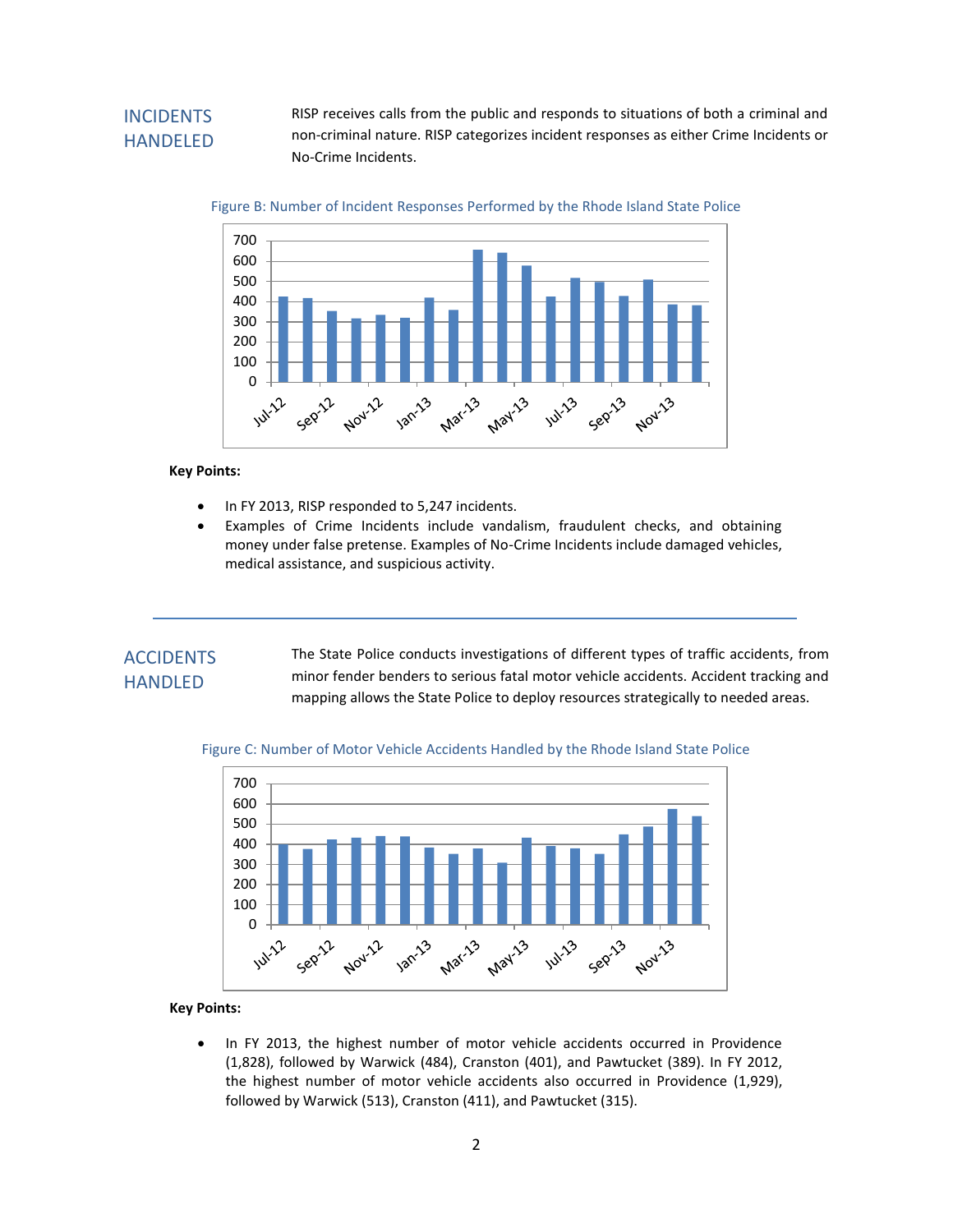## INCIDENTS HANDELED

RISP receives calls from the public and responds to situations of both a criminal and non-criminal nature. RISP categorizes incident responses as either Crime Incidents or No-Crime Incidents.

Figure B: Number of Incident Responses Performed by the Rhode Island State Police

**Key Points:**

- In FY 2013, RISP responded to 5,247 incidents.
- Examples of Crime Incidents include vandalism, fraudulent checks, and obtaining money under false pretense. Examples of No-Crime Incidents include damaged vehicles, medical assistance, and suspicious activity.

---

## ACCIDENTS HANDLED

The State Police conducts investigations of different types of traffic accidents, from minor fender benders to serious fatal motor vehicle accidents. Accident tracking and mapping allows the State Police to deploy resources strategically to needed areas.

Figure C: Number of Motor Vehicle Accidents Handled by the Rhode Island State Police

**Key Points:**

- In FY 2013, the highest number of motor vehicle accidents occurred in Providence (1,828), followed by Warwick (484), Cranston (401), and Pawtucket (389). In FY 2012, the highest number of motor vehicle accidents also occurred in Providence (1,929), followed by Warwick (513), Cranston (411), and Pawtucket (315).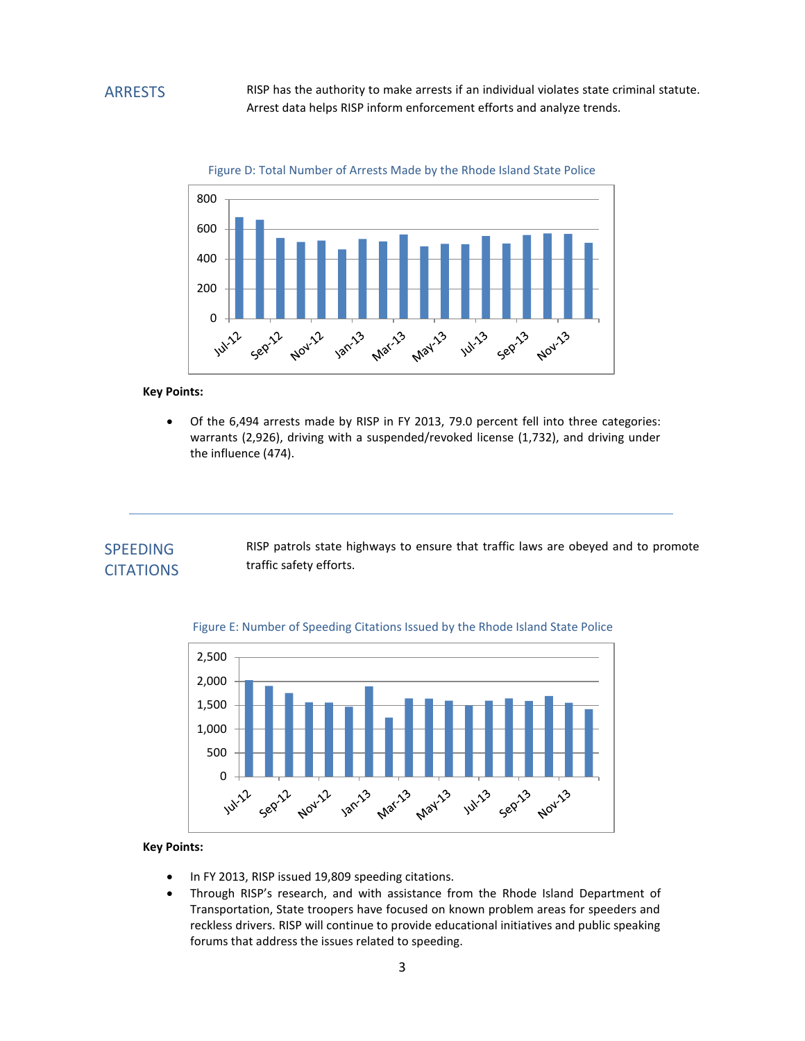## ARRESTS

RISP has the authority to make arrests if an individual violates state criminal statute. Arrest data helps RISP inform enforcement efforts and analyze trends.

Figure D: Total Number of Arrests Made by the Rhode Island State Police

**Key Points:**

- Of the 6,494 arrests made by RISP in FY 2013, 79.0 percent fell into three categories: warrants (2,926), driving with a suspended/revoked license (1,732), and driving under the influence (474).

---

## SPEEDING CITATIONS

RISP patrols state highways to ensure that traffic laws are obeyed and to promote traffic safety efforts.

Figure E: Number of Speeding Citations Issued by the Rhode Island State Police

**Key Points:**

- In FY 2013, RISP issued 19,809 speeding citations.
- Through RISP's research, and with assistance from the Rhode Island Department of Transportation, State troopers have focused on known problem areas for speeders and reckless drivers. RISP will continue to provide educational initiatives and public speaking forums that address the issues related to speeding.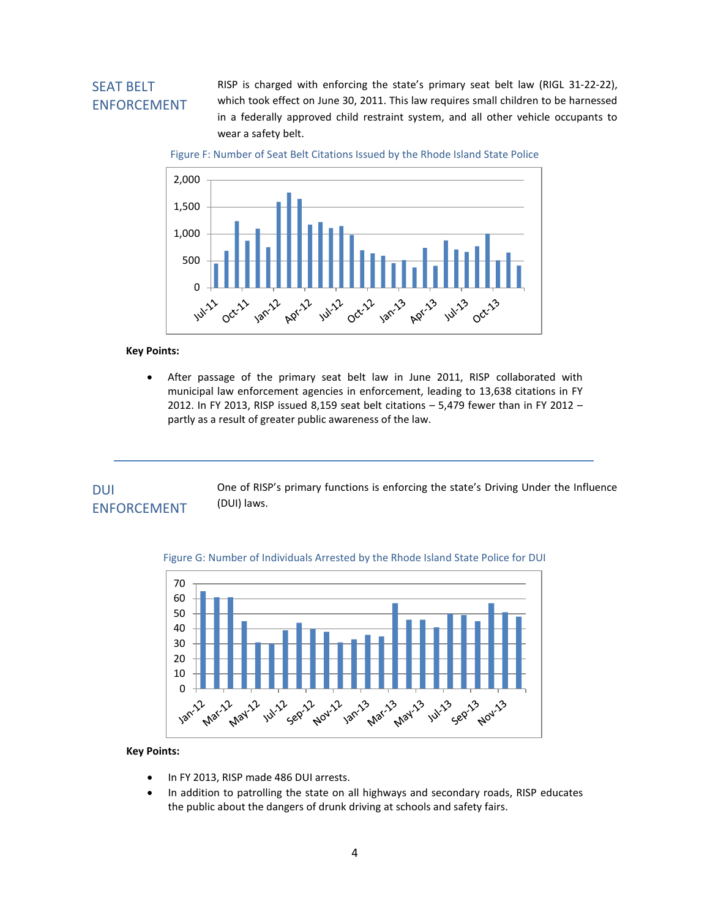## SEAT BELT ENFORCEMENT

RISP is charged with enforcing the state's primary seat belt law (RIGL 31-22-22), which took effect on June 30, 2011. This law requires small children to be harnessed in a federally approved child restraint system, and all other vehicle occupants to wear a safety belt.

Figure F: Number of Seat Belt Citations Issued by the Rhode Island State Police

**Key Points:**

- After passage of the primary seat belt law in June 2011, RISP collaborated with municipal law enforcement agencies in enforcement, leading to 13,638 citations in FY 2012. In FY 2013, RISP issued 8,159 seat belt citations – 5,479 fewer than in FY 2012 – partly as a result of greater public awareness of the law.

---

## DUI ENFORCEMENT

One of RISP's primary functions is enforcing the state's Driving Under the Influence (DUI) laws.

Figure G: Number of Individuals Arrested by the Rhode Island State Police for DUI

**Key Points:**

- In FY 2013, RISP made 486 DUI arrests.
- In addition to patrolling the state on all highways and secondary roads, RISP educates the public about the dangers of drunk driving at schools and safety fairs.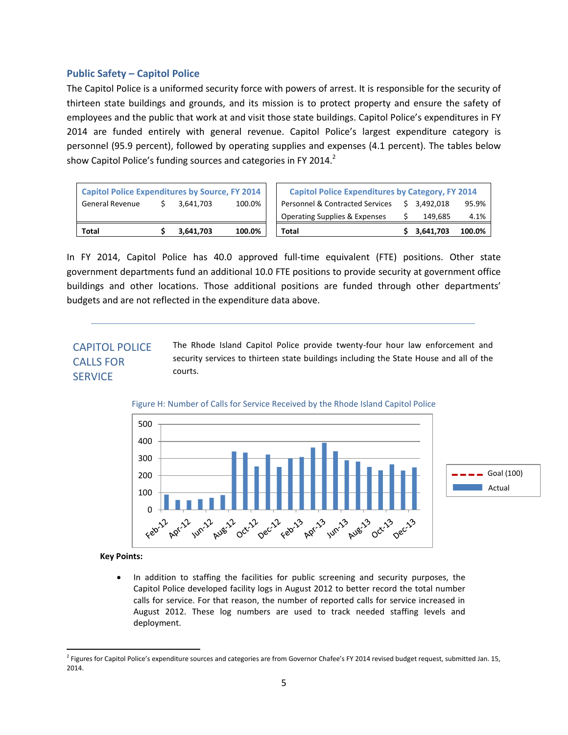## Public Safety – Capitol Police

The Capitol Police is a uniformed security force with powers of arrest. It is responsible for the security of thirteen state buildings and grounds, and its mission is to protect property and ensure the safety of employees and the public that work at and visit those state buildings. Capitol Police's expenditures in FY 2014 are funded entirely with general revenue. Capitol Police's largest expenditure category is personnel (95.9 percent), followed by operating supplies and expenses (4.1 percent). The tables below show Capitol Police's funding sources and categories in FY 2014.[2]

| Capitol Police Expenditures by Source, FY 2014 | | |
|---|---|---|
| General Revenue | $ 3,641,703 | 100.0% |
| **Total** | **$ 3,641,703** | **100.0%** |

| Capitol Police Expenditures by Category, FY 2014 | | |
|---|---|---|
| Personnel & Contracted Services | $ 3,492,018 | 95.9% |
| Operating Supplies & Expenses | $ 149,685 | 4.1% |
| **Total** | **$ 3,641,703** | **100.0%** |

In FY 2014, Capitol Police has 40.0 approved full-time equivalent (FTE) positions. Other state government departments fund an additional 10.0 FTE positions to provide security at government office buildings and other locations. Those additional positions are funded through other departments' budgets and are not reflected in the expenditure data above.

---

### CAPITOL POLICE CALLS FOR SERVICE

The Rhode Island Capitol Police provide twenty-four hour law enforcement and security services to thirteen state buildings including the State House and all of the courts.

Figure H: Number of Calls for Service Received by the Rhode Island Capitol Police

**Key Points:**

- In addition to staffing the facilities for public screening and security purposes, the Capitol Police developed facility logs in August 2012 to better record the total number calls for service. For that reason, the number of reported calls for service increased in August 2012. These log numbers are used to track needed staffing levels and deployment.

---

[2] Figures for Capitol Police's expenditure sources and categories are from Governor Chafee's FY 2014 revised budget request, submitted Jan. 15, 2014.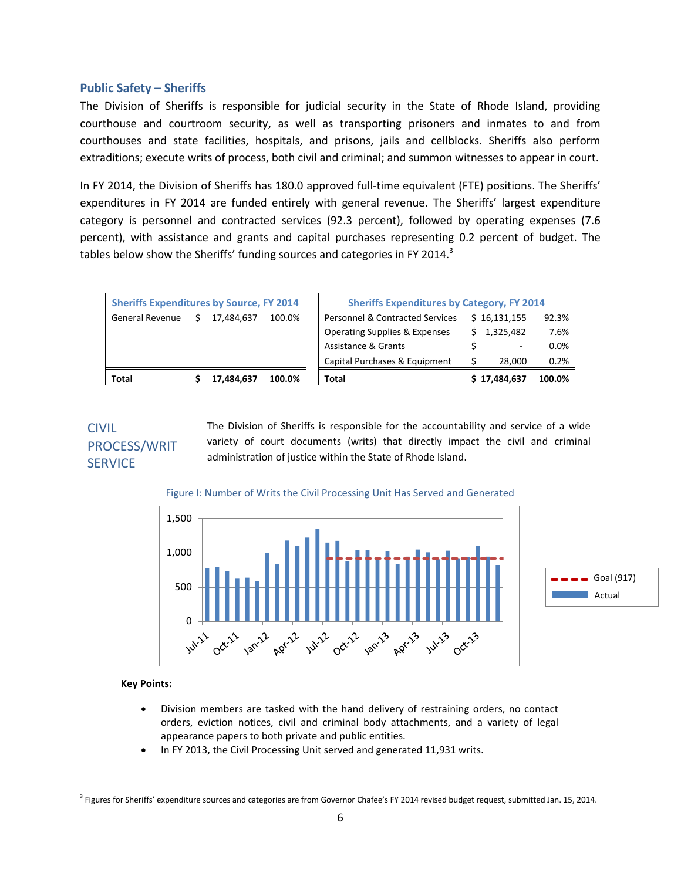## Public Safety – Sheriffs

The Division of Sheriffs is responsible for judicial security in the State of Rhode Island, providing courthouse and courtroom security, as well as transporting prisoners and inmates to and from courthouses and state facilities, hospitals, and prisons, jails and cellblocks. Sheriffs also perform extraditions; execute writs of process, both civil and criminal; and summon witnesses to appear in court.

In FY 2014, the Division of Sheriffs has 180.0 approved full-time equivalent (FTE) positions. The Sheriffs' expenditures in FY 2014 are funded entirely with general revenue. The Sheriffs' largest expenditure category is personnel and contracted services (92.3 percent), followed by operating expenses (7.6 percent), with assistance and grants and capital purchases representing 0.2 percent of budget. The tables below show the Sheriffs' funding sources and categories in FY 2014.[3]

| Sheriffs Expenditures by Source, FY 2014 | | |
|---|---|---|
| General Revenue | $ 17,484,637 | 100.0% |
| **Total** | **$ 17,484,637** | **100.0%** |

| Sheriffs Expenditures by Category, FY 2014 | | |
|---|---|---|
| Personnel & Contracted Services | $ 16,131,155 | 92.3% |
| Operating Supplies & Expenses | $ 1,325,482 | 7.6% |
| Assistance & Grants | $ - | 0.0% |
| Capital Purchases & Equipment | $ 28,000 | 0.2% |
| **Total** | **$ 17,484,637** | **100.0%** |

### CIVIL PROCESS/WRIT SERVICE

The Division of Sheriffs is responsible for the accountability and service of a wide variety of court documents (writs) that directly impact the civil and criminal administration of justice within the State of Rhode Island.

Figure I: Number of Writs the Civil Processing Unit Has Served and Generated

**Key Points:**

- Division members are tasked with the hand delivery of restraining orders, no contact orders, eviction notices, civil and criminal body attachments, and a variety of legal appearance papers to both private and public entities.
- In FY 2013, the Civil Processing Unit served and generated 11,931 writs.

[3] Figures for Sheriffs' expenditure sources and categories are from Governor Chafee's FY 2014 revised budget request, submitted Jan. 15, 2014.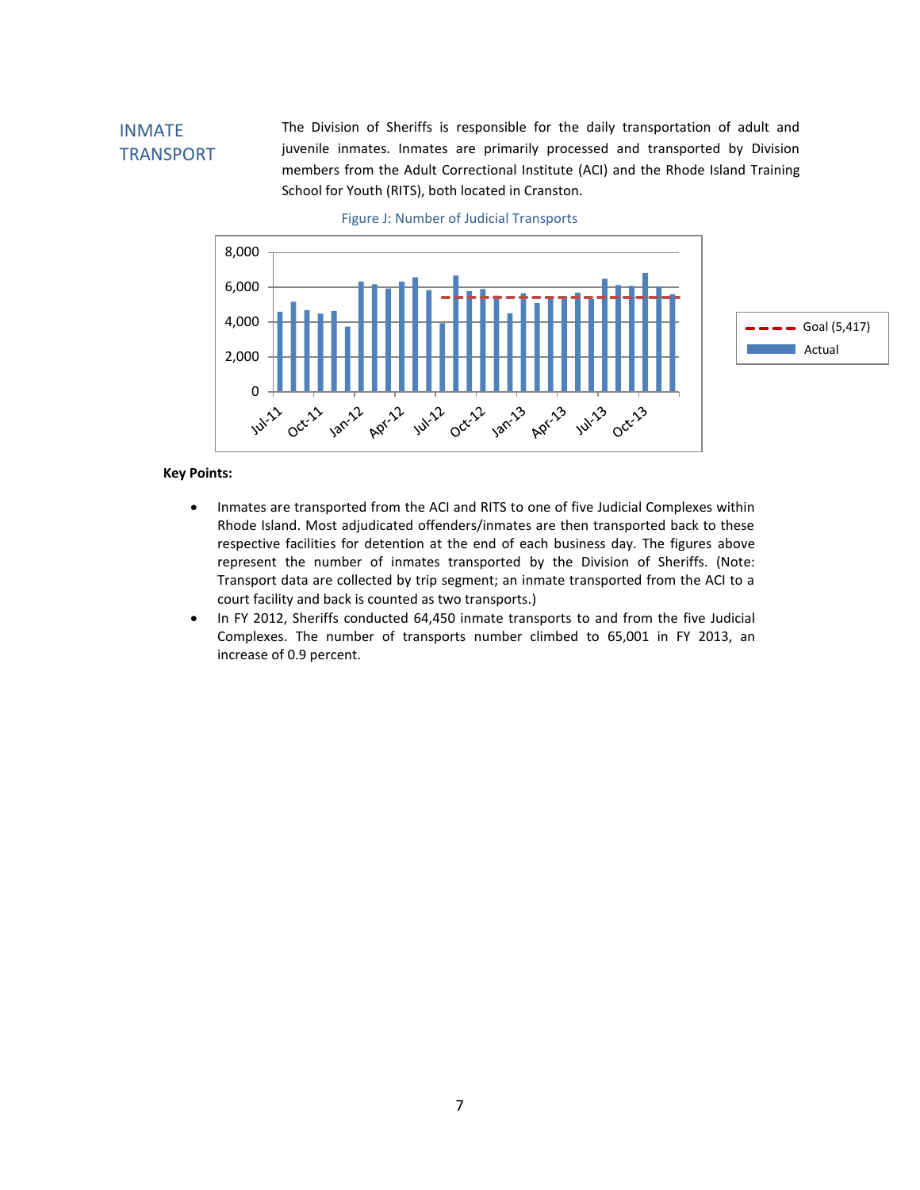## INMATE TRANSPORT

The Division of Sheriffs is responsible for the daily transportation of adult and juvenile inmates. Inmates are primarily processed and transported by Division members from the Adult Correctional Institute (ACI) and the Rhode Island Training School for Youth (RITS), both located in Cranston.

Figure J: Number of Judicial Transports

8,000
6,000
4,000
2,000
0

Jul-11, Oct-11, Jan-12, Apr-12, Jul-12, Oct-12, Jan-13, Apr-13, Jul-13, Oct-13

Goal (5,417)
Actual

**Key Points:**

- Inmates are transported from the ACI and RITS to one of five Judicial Complexes within Rhode Island. Most adjudicated offenders/inmates are then transported back to these respective facilities for detention at the end of each business day. The figures above represent the number of inmates transported by the Division of Sheriffs. (Note: Transport data are collected by trip segment; an inmate transported from the ACI to a court facility and back is counted as two transports.)
- In FY 2012, Sheriffs conducted 64,450 inmate transports to and from the five Judicial Complexes. The number of transports number climbed to 65,001 in FY 2013, an increase of 0.9 percent.